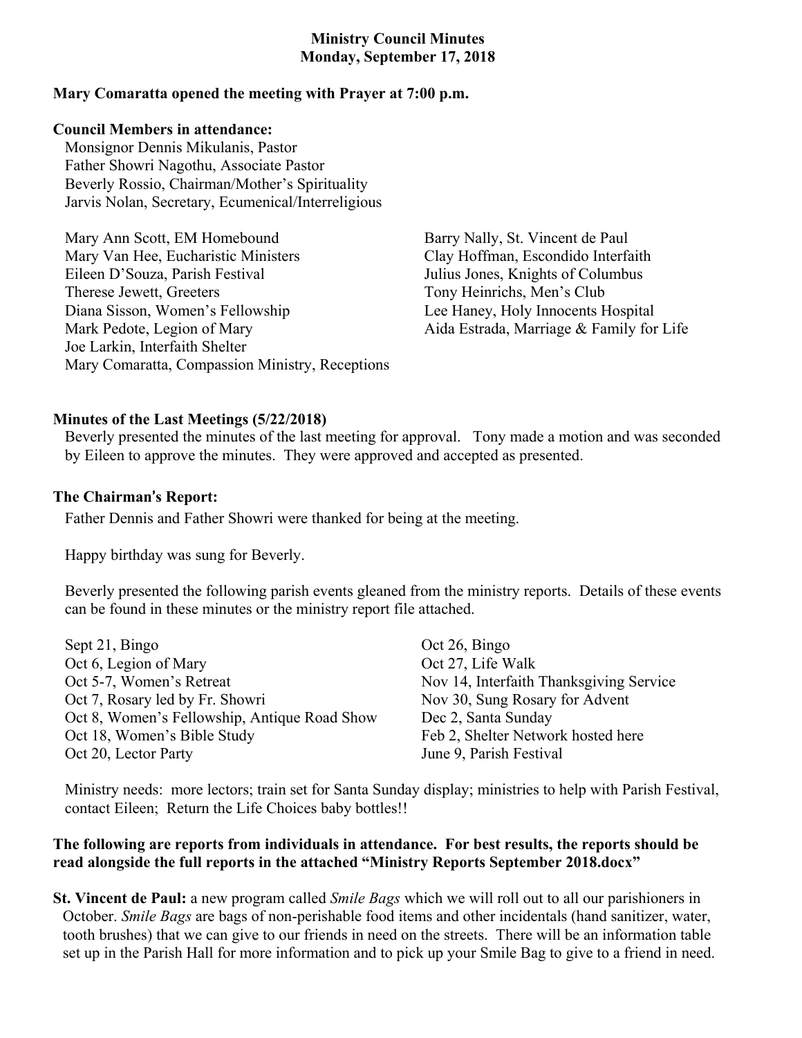**Ministry Council Minutes**
**Monday, September 17, 2018**

**Mary Comaratta opened the meeting with Prayer at 7:00 p.m.**

**Council Members in attendance:**

Monsignor Dennis Mikulanis, Pastor
Father Showri Nagothu, Associate Pastor
Beverly Rossio, Chairman/Mother's Spirituality
Jarvis Nolan, Secretary, Ecumenical/Interreligious

Mary Ann Scott, EM Homebound
Mary Van Hee, Eucharistic Ministers
Eileen D'Souza, Parish Festival
Therese Jewett, Greeters
Diana Sisson, Women's Fellowship
Mark Pedote, Legion of Mary
Joe Larkin, Interfaith Shelter
Mary Comaratta, Compassion Ministry, Receptions
Barry Nally, St. Vincent de Paul
Clay Hoffman, Escondido Interfaith
Julius Jones, Knights of Columbus
Tony Heinrichs, Men's Club
Lee Haney, Holy Innocents Hospital
Aida Estrada, Marriage & Family for Life

**Minutes of the Last Meetings (5/22/2018)**

Beverly presented the minutes of the last meeting for approval. Tony made a motion and was seconded by Eileen to approve the minutes. They were approved and accepted as presented.

**The Chairman's Report:**

Father Dennis and Father Showri were thanked for being at the meeting.

Happy birthday was sung for Beverly.

Beverly presented the following parish events gleaned from the ministry reports. Details of these events can be found in these minutes or the ministry report file attached.

Sept 21, Bingo
Oct 6, Legion of Mary
Oct 5-7, Women's Retreat
Oct 7, Rosary led by Fr. Showri
Oct 8, Women's Fellowship, Antique Road Show
Oct 18, Women's Bible Study
Oct 20, Lector Party
Oct 26, Bingo
Oct 27, Life Walk
Nov 14, Interfaith Thanksgiving Service
Nov 30, Sung Rosary for Advent
Dec 2, Santa Sunday
Feb 2, Shelter Network hosted here
June 9, Parish Festival

Ministry needs: more lectors; train set for Santa Sunday display; ministries to help with Parish Festival, contact Eileen; Return the Life Choices baby bottles!!

**The following are reports from individuals in attendance. For best results, the reports should be read alongside the full reports in the attached "Ministry Reports September 2018.docx"**

**St. Vincent de Paul:** a new program called *Smile Bags* which we will roll out to all our parishioners in October. *Smile Bags* are bags of non-perishable food items and other incidentals (hand sanitizer, water, tooth brushes) that we can give to our friends in need on the streets. There will be an information table set up in the Parish Hall for more information and to pick up your Smile Bag to give to a friend in need.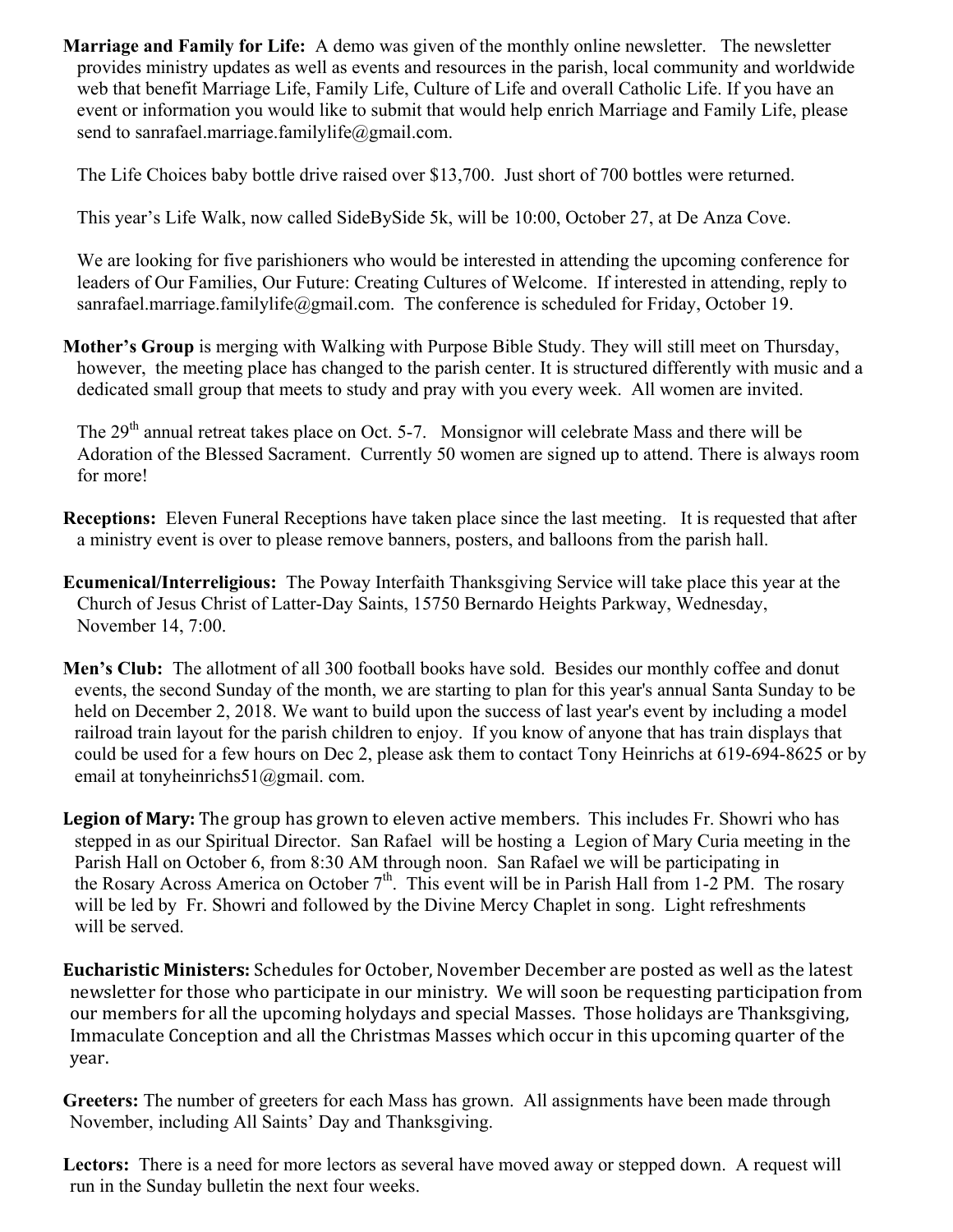**Marriage and Family for Life:** A demo was given of the monthly online newsletter. The newsletter provides ministry updates as well as events and resources in the parish, local community and worldwide web that benefit Marriage Life, Family Life, Culture of Life and overall Catholic Life. If you have an event or information you would like to submit that would help enrich Marriage and Family Life, please send to sanrafael.marriage.familylife@gmail.com.

The Life Choices baby bottle drive raised over $13,700. Just short of 700 bottles were returned.

This year's Life Walk, now called SideBySide 5k, will be 10:00, October 27, at De Anza Cove.

We are looking for five parishioners who would be interested in attending the upcoming conference for leaders of Our Families, Our Future: Creating Cultures of Welcome. If interested in attending, reply to sanrafael.marriage.familylife@gmail.com. The conference is scheduled for Friday, October 19.

**Mother's Group** is merging with Walking with Purpose Bible Study. They will still meet on Thursday, however, the meeting place has changed to the parish center. It is structured differently with music and a dedicated small group that meets to study and pray with you every week. All women are invited.

The 29th annual retreat takes place on Oct. 5-7. Monsignor will celebrate Mass and there will be Adoration of the Blessed Sacrament. Currently 50 women are signed up to attend. There is always room for more!

**Receptions:** Eleven Funeral Receptions have taken place since the last meeting. It is requested that after a ministry event is over to please remove banners, posters, and balloons from the parish hall.

**Ecumenical/Interreligious:** The Poway Interfaith Thanksgiving Service will take place this year at the Church of Jesus Christ of Latter-Day Saints, 15750 Bernardo Heights Parkway, Wednesday, November 14, 7:00.

**Men's Club:** The allotment of all 300 football books have sold. Besides our monthly coffee and donut events, the second Sunday of the month, we are starting to plan for this year's annual Santa Sunday to be held on December 2, 2018. We want to build upon the success of last year's event by including a model railroad train layout for the parish children to enjoy. If you know of anyone that has train displays that could be used for a few hours on Dec 2, please ask them to contact Tony Heinrichs at 619-694-8625 or by email at tonyheinrichs51@gmail. com.

**Legion of Mary:** The group has grown to eleven active members. This includes Fr. Showri who has stepped in as our Spiritual Director. San Rafael will be hosting a Legion of Mary Curia meeting in the Parish Hall on October 6, from 8:30 AM through noon. San Rafael we will be participating in the Rosary Across America on October 7th. This event will be in Parish Hall from 1-2 PM. The rosary will be led by Fr. Showri and followed by the Divine Mercy Chaplet in song. Light refreshments will be served.

**Eucharistic Ministers:** Schedules for October, November December are posted as well as the latest newsletter for those who participate in our ministry. We will soon be requesting participation from our members for all the upcoming holydays and special Masses. Those holidays are Thanksgiving, Immaculate Conception and all the Christmas Masses which occur in this upcoming quarter of the year.

**Greeters:** The number of greeters for each Mass has grown. All assignments have been made through November, including All Saints' Day and Thanksgiving.

**Lectors:** There is a need for more lectors as several have moved away or stepped down. A request will run in the Sunday bulletin the next four weeks.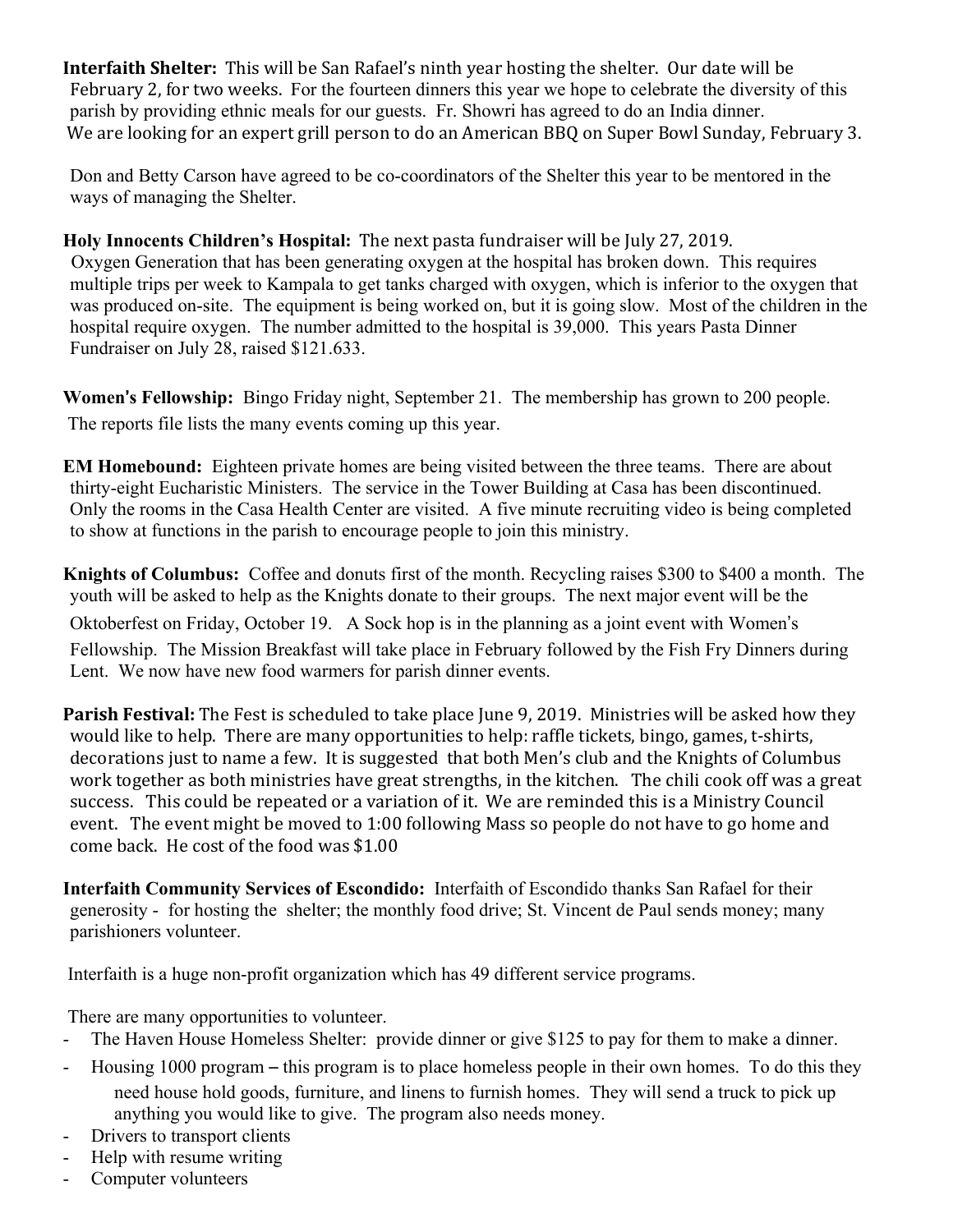**Interfaith Shelter:** This will be San Rafael's ninth year hosting the shelter. Our date will be February 2, for two weeks. For the fourteen dinners this year we hope to celebrate the diversity of this parish by providing ethnic meals for our guests. Fr. Showri has agreed to do an India dinner. We are looking for an expert grill person to do an American BBQ on Super Bowl Sunday, February 3.

Don and Betty Carson have agreed to be co-coordinators of the Shelter this year to be mentored in the ways of managing the Shelter.

**Holy Innocents Children's Hospital:** The next pasta fundraiser will be July 27, 2019. Oxygen Generation that has been generating oxygen at the hospital has broken down. This requires multiple trips per week to Kampala to get tanks charged with oxygen, which is inferior to the oxygen that was produced on-site. The equipment is being worked on, but it is going slow. Most of the children in the hospital require oxygen. The number admitted to the hospital is 39,000. This years Pasta Dinner Fundraiser on July 28, raised $121.633.

**Women's Fellowship:** Bingo Friday night, September 21. The membership has grown to 200 people. The reports file lists the many events coming up this year.

**EM Homebound:** Eighteen private homes are being visited between the three teams. There are about thirty-eight Eucharistic Ministers. The service in the Tower Building at Casa has been discontinued. Only the rooms in the Casa Health Center are visited. A five minute recruiting video is being completed to show at functions in the parish to encourage people to join this ministry.

**Knights of Columbus:** Coffee and donuts first of the month. Recycling raises $300 to $400 a month. The youth will be asked to help as the Knights donate to their groups. The next major event will be the Oktoberfest on Friday, October 19. A Sock hop is in the planning as a joint event with Women's Fellowship. The Mission Breakfast will take place in February followed by the Fish Fry Dinners during Lent. We now have new food warmers for parish dinner events.

**Parish Festival:** The Fest is scheduled to take place June 9, 2019. Ministries will be asked how they would like to help. There are many opportunities to help: raffle tickets, bingo, games, t-shirts, decorations just to name a few. It is suggested that both Men's club and the Knights of Columbus work together as both ministries have great strengths, in the kitchen. The chili cook off was a great success. This could be repeated or a variation of it. We are reminded this is a Ministry Council event. The event might be moved to 1:00 following Mass so people do not have to go home and come back. He cost of the food was $1.00

**Interfaith Community Services of Escondido:** Interfaith of Escondido thanks San Rafael for their generosity - for hosting the shelter; the monthly food drive; St. Vincent de Paul sends money; many parishioners volunteer.

Interfaith is a huge non-profit organization which has 49 different service programs.

There are many opportunities to volunteer.

- The Haven House Homeless Shelter: provide dinner or give $125 to pay for them to make a dinner.
- Housing 1000 program – this program is to place homeless people in their own homes. To do this they need house hold goods, furniture, and linens to furnish homes. They will send a truck to pick up anything you would like to give. The program also needs money.
- Drivers to transport clients
- Help with resume writing
- Computer volunteers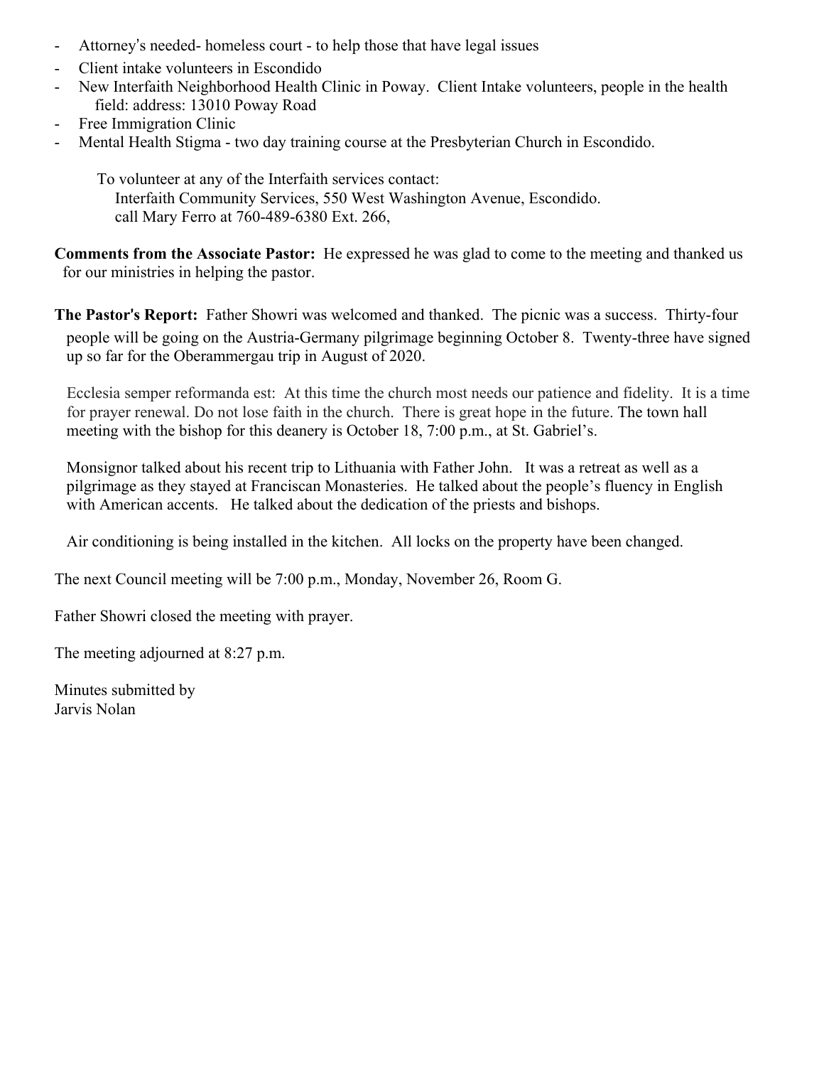- Attorney's needed- homeless court - to help those that have legal issues
- Client intake volunteers in Escondido
- New Interfaith Neighborhood Health Clinic in Poway. Client Intake volunteers, people in the health field: address: 13010 Poway Road
- Free Immigration Clinic
- Mental Health Stigma - two day training course at the Presbyterian Church in Escondido.

To volunteer at any of the Interfaith services contact:
Interfaith Community Services, 550 West Washington Avenue, Escondido.
call Mary Ferro at 760-489-6380 Ext. 266,

**Comments from the Associate Pastor:** He expressed he was glad to come to the meeting and thanked us for our ministries in helping the pastor.

**The Pastor's Report:** Father Showri was welcomed and thanked. The picnic was a success. Thirty-four people will be going on the Austria-Germany pilgrimage beginning October 8. Twenty-three have signed up so far for the Oberammergau trip in August of 2020.

Ecclesia semper reformanda est: At this time the church most needs our patience and fidelity. It is a time for prayer renewal. Do not lose faith in the church. There is great hope in the future. The town hall meeting with the bishop for this deanery is October 18, 7:00 p.m., at St. Gabriel's.

Monsignor talked about his recent trip to Lithuania with Father John. It was a retreat as well as a pilgrimage as they stayed at Franciscan Monasteries. He talked about the people's fluency in English with American accents. He talked about the dedication of the priests and bishops.

Air conditioning is being installed in the kitchen. All locks on the property have been changed.

The next Council meeting will be 7:00 p.m., Monday, November 26, Room G.

Father Showri closed the meeting with prayer.

The meeting adjourned at 8:27 p.m.

Minutes submitted by
Jarvis Nolan